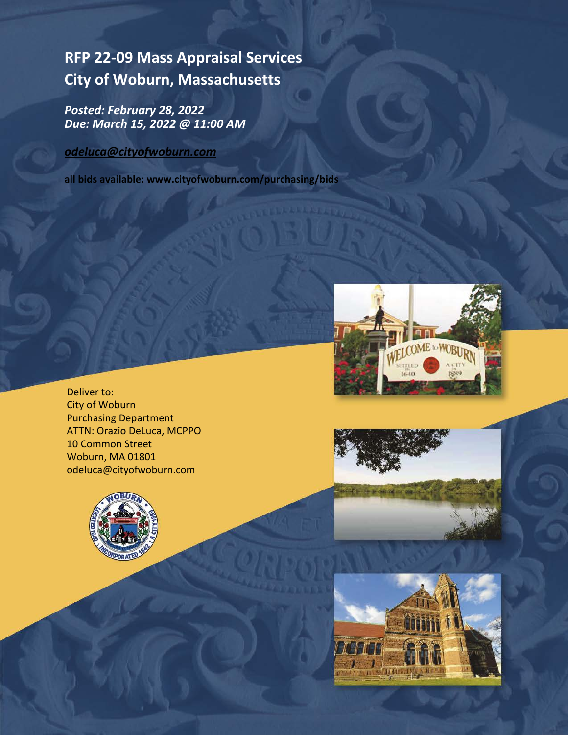# RFP 22-09 Mass Appraisal Services
# City of Woburn, Massachusetts

***Posted: February 28, 2022***
***Due: March 15, 2022 @ 11:00 AM***

***odeluca@cityofwoburn.com***

**all bids available: www.cityofwoburn.com/purchasing/bids**

Deliver to:
City of Woburn
Purchasing Department
ATTN: Orazio DeLuca, MCPPO
10 Common Street
Woburn, MA 01801
odeluca@cityofwoburn.com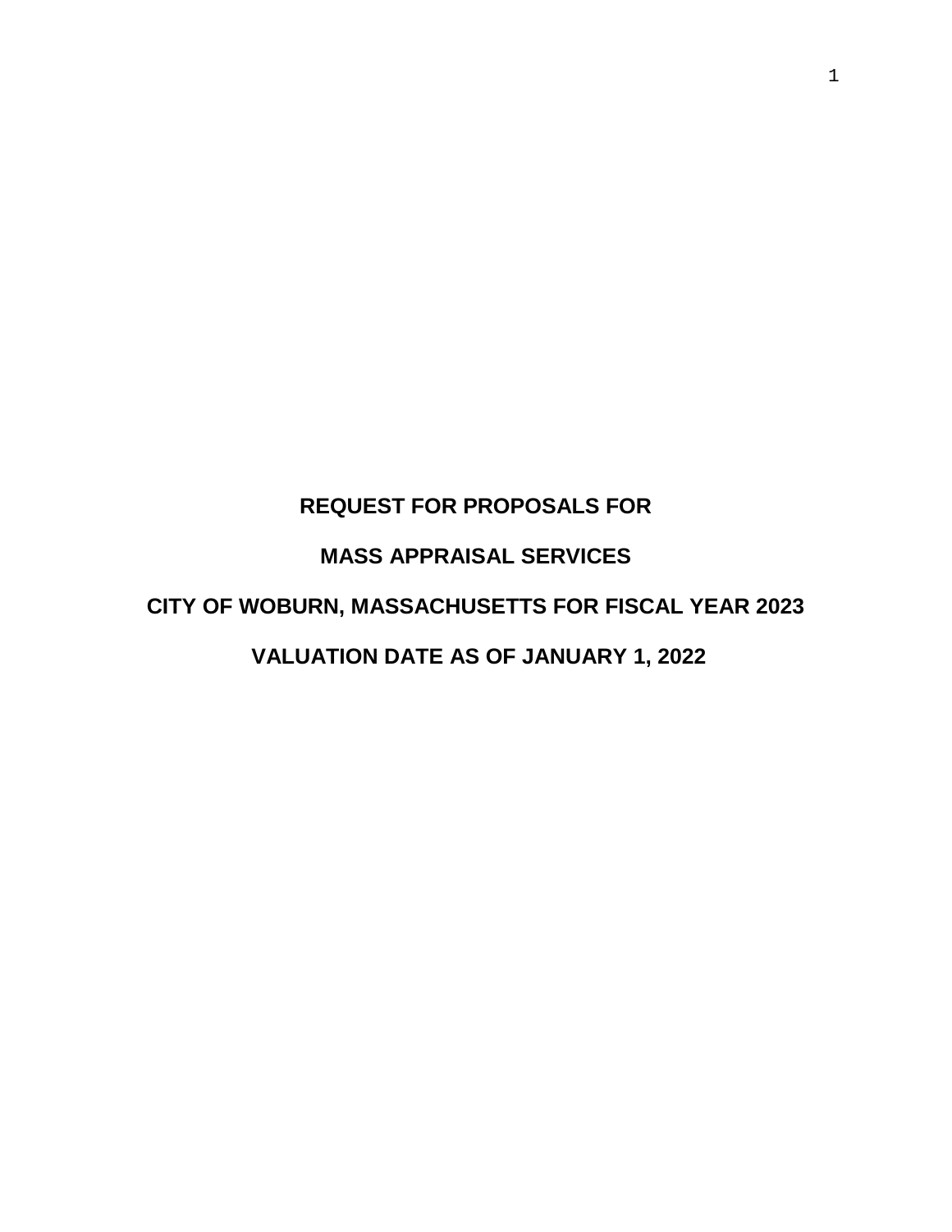# REQUEST FOR PROPOSALS FOR

# MASS APPRAISAL SERVICES

# CITY OF WOBURN, MASSACHUSETTS FOR FISCAL YEAR 2023

# VALUATION DATE AS OF JANUARY 1, 2022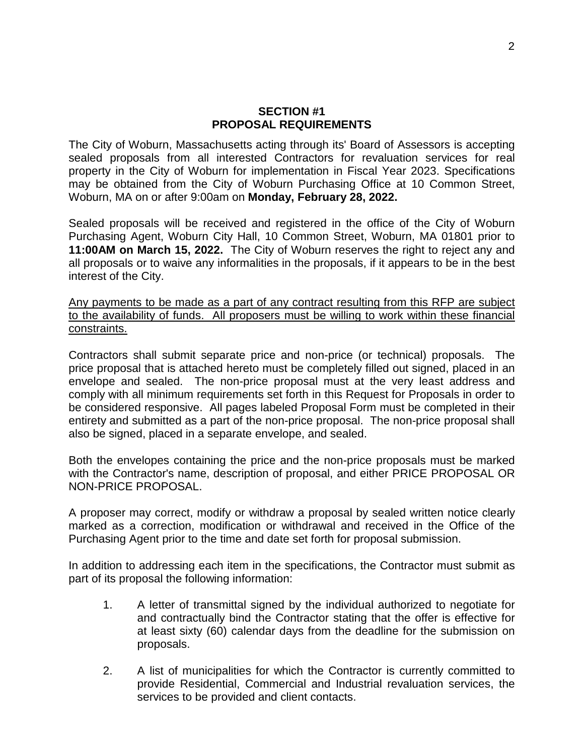## SECTION #1
## PROPOSAL REQUIREMENTS

The City of Woburn, Massachusetts acting through its' Board of Assessors is accepting sealed proposals from all interested Contractors for revaluation services for real property in the City of Woburn for implementation in Fiscal Year 2023. Specifications may be obtained from the City of Woburn Purchasing Office at 10 Common Street, Woburn, MA on or after 9:00am on **Monday, February 28, 2022.**

Sealed proposals will be received and registered in the office of the City of Woburn Purchasing Agent, Woburn City Hall, 10 Common Street, Woburn, MA 01801 prior to **11:00AM on March 15, 2022.** The City of Woburn reserves the right to reject any and all proposals or to waive any informalities in the proposals, if it appears to be in the best interest of the City.

<u>Any payments to be made as a part of any contract resulting from this RFP are subject to the availability of funds. All proposers must be willing to work within these financial constraints.</u>

Contractors shall submit separate price and non-price (or technical) proposals. The price proposal that is attached hereto must be completely filled out signed, placed in an envelope and sealed. The non-price proposal must at the very least address and comply with all minimum requirements set forth in this Request for Proposals in order to be considered responsive. All pages labeled Proposal Form must be completed in their entirety and submitted as a part of the non-price proposal. The non-price proposal shall also be signed, placed in a separate envelope, and sealed.

Both the envelopes containing the price and the non-price proposals must be marked with the Contractor's name, description of proposal, and either PRICE PROPOSAL OR NON-PRICE PROPOSAL.

A proposer may correct, modify or withdraw a proposal by sealed written notice clearly marked as a correction, modification or withdrawal and received in the Office of the Purchasing Agent prior to the time and date set forth for proposal submission.

In addition to addressing each item in the specifications, the Contractor must submit as part of its proposal the following information:

1. A letter of transmittal signed by the individual authorized to negotiate for and contractually bind the Contractor stating that the offer is effective for at least sixty (60) calendar days from the deadline for the submission on proposals.

2. A list of municipalities for which the Contractor is currently committed to provide Residential, Commercial and Industrial revaluation services, the services to be provided and client contacts.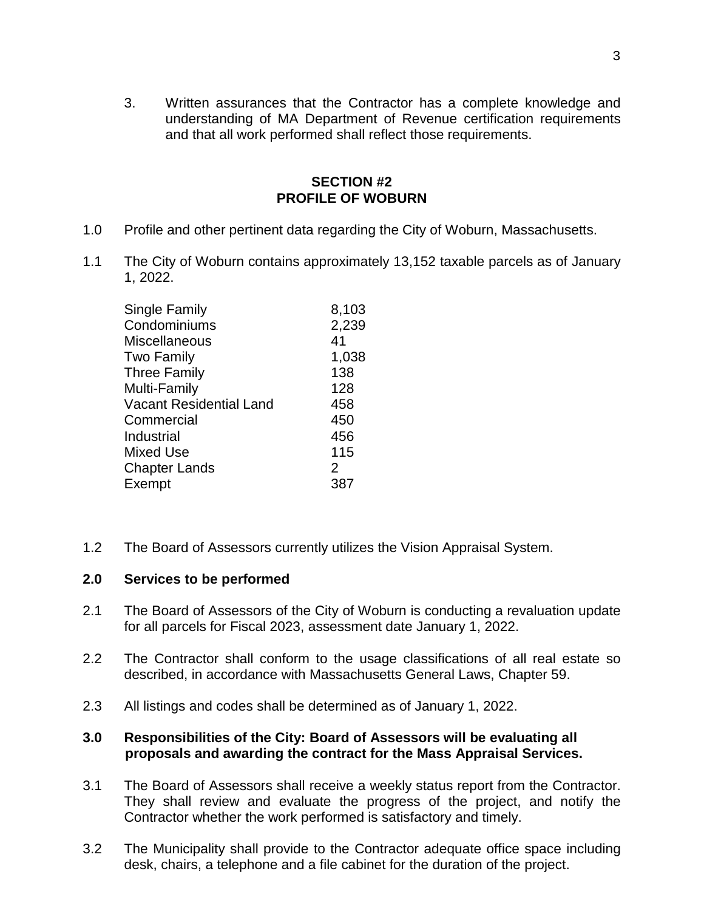3. Written assurances that the Contractor has a complete knowledge and understanding of MA Department of Revenue certification requirements and that all work performed shall reflect those requirements.

## SECTION #2
## PROFILE OF WOBURN

1.0 Profile and other pertinent data regarding the City of Woburn, Massachusetts.

1.1 The City of Woburn contains approximately 13,152 taxable parcels as of January 1, 2022.

| | |
|---|---|
| Single Family | 8,103 |
| Condominiums | 2,239 |
| Miscellaneous | 41 |
| Two Family | 1,038 |
| Three Family | 138 |
| Multi-Family | 128 |
| Vacant Residential Land | 458 |
| Commercial | 450 |
| Industrial | 456 |
| Mixed Use | 115 |
| Chapter Lands | 2 |
| Exempt | 387 |

1.2 The Board of Assessors currently utilizes the Vision Appraisal System.

**2.0 Services to be performed**

2.1 The Board of Assessors of the City of Woburn is conducting a revaluation update for all parcels for Fiscal 2023, assessment date January 1, 2022.

2.2 The Contractor shall conform to the usage classifications of all real estate so described, in accordance with Massachusetts General Laws, Chapter 59.

2.3 All listings and codes shall be determined as of January 1, 2022.

**3.0 Responsibilities of the City: Board of Assessors will be evaluating all proposals and awarding the contract for the Mass Appraisal Services.**

3.1 The Board of Assessors shall receive a weekly status report from the Contractor. They shall review and evaluate the progress of the project, and notify the Contractor whether the work performed is satisfactory and timely.

3.2 The Municipality shall provide to the Contractor adequate office space including desk, chairs, a telephone and a file cabinet for the duration of the project.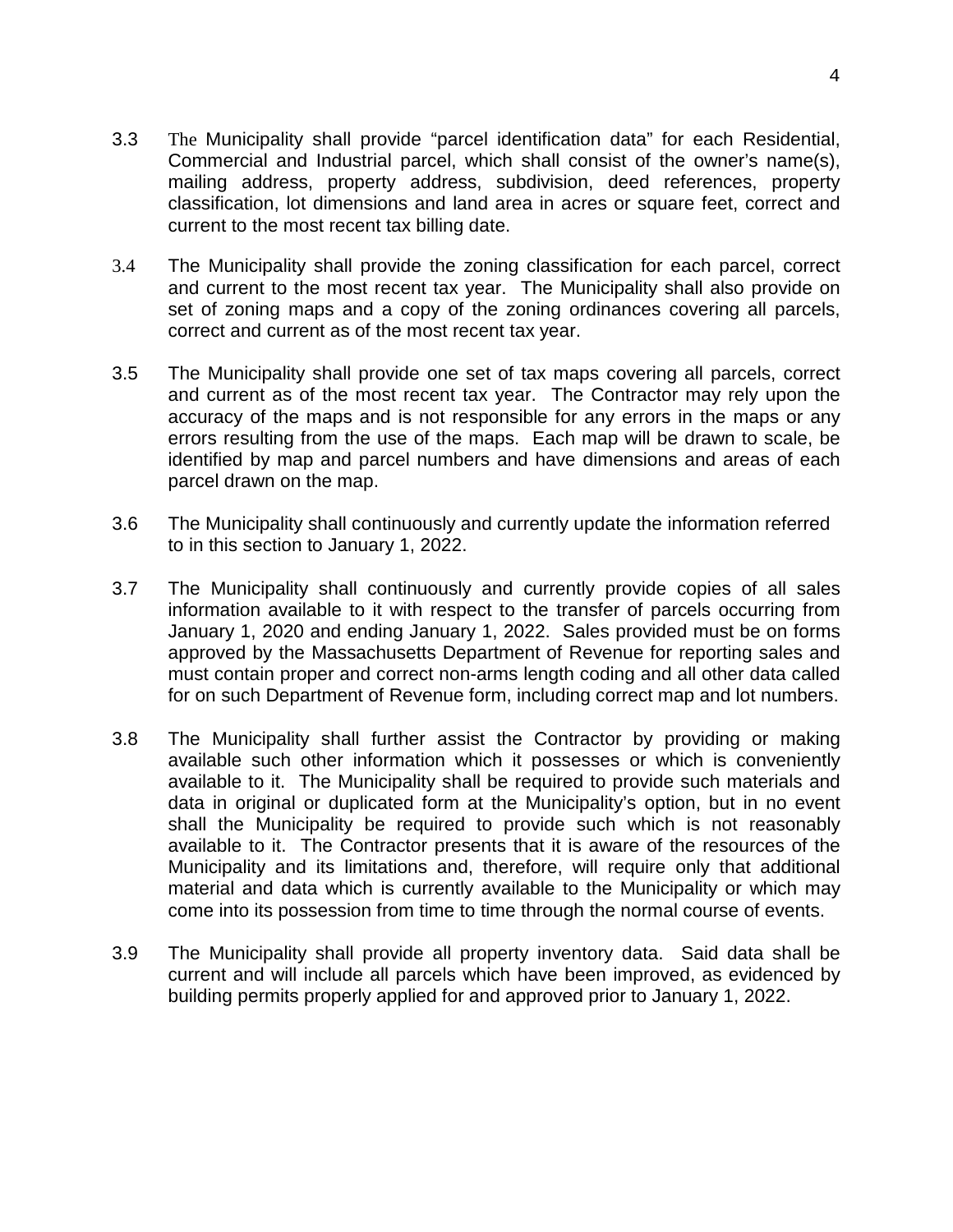3.3 The Municipality shall provide "parcel identification data" for each Residential, Commercial and Industrial parcel, which shall consist of the owner's name(s), mailing address, property address, subdivision, deed references, property classification, lot dimensions and land area in acres or square feet, correct and current to the most recent tax billing date.

3.4 The Municipality shall provide the zoning classification for each parcel, correct and current to the most recent tax year. The Municipality shall also provide on set of zoning maps and a copy of the zoning ordinances covering all parcels, correct and current as of the most recent tax year.

3.5 The Municipality shall provide one set of tax maps covering all parcels, correct and current as of the most recent tax year. The Contractor may rely upon the accuracy of the maps and is not responsible for any errors in the maps or any errors resulting from the use of the maps. Each map will be drawn to scale, be identified by map and parcel numbers and have dimensions and areas of each parcel drawn on the map.

3.6 The Municipality shall continuously and currently update the information referred to in this section to January 1, 2022.

3.7 The Municipality shall continuously and currently provide copies of all sales information available to it with respect to the transfer of parcels occurring from January 1, 2020 and ending January 1, 2022. Sales provided must be on forms approved by the Massachusetts Department of Revenue for reporting sales and must contain proper and correct non-arms length coding and all other data called for on such Department of Revenue form, including correct map and lot numbers.

3.8 The Municipality shall further assist the Contractor by providing or making available such other information which it possesses or which is conveniently available to it. The Municipality shall be required to provide such materials and data in original or duplicated form at the Municipality's option, but in no event shall the Municipality be required to provide such which is not reasonably available to it. The Contractor presents that it is aware of the resources of the Municipality and its limitations and, therefore, will require only that additional material and data which is currently available to the Municipality or which may come into its possession from time to time through the normal course of events.

3.9 The Municipality shall provide all property inventory data. Said data shall be current and will include all parcels which have been improved, as evidenced by building permits properly applied for and approved prior to January 1, 2022.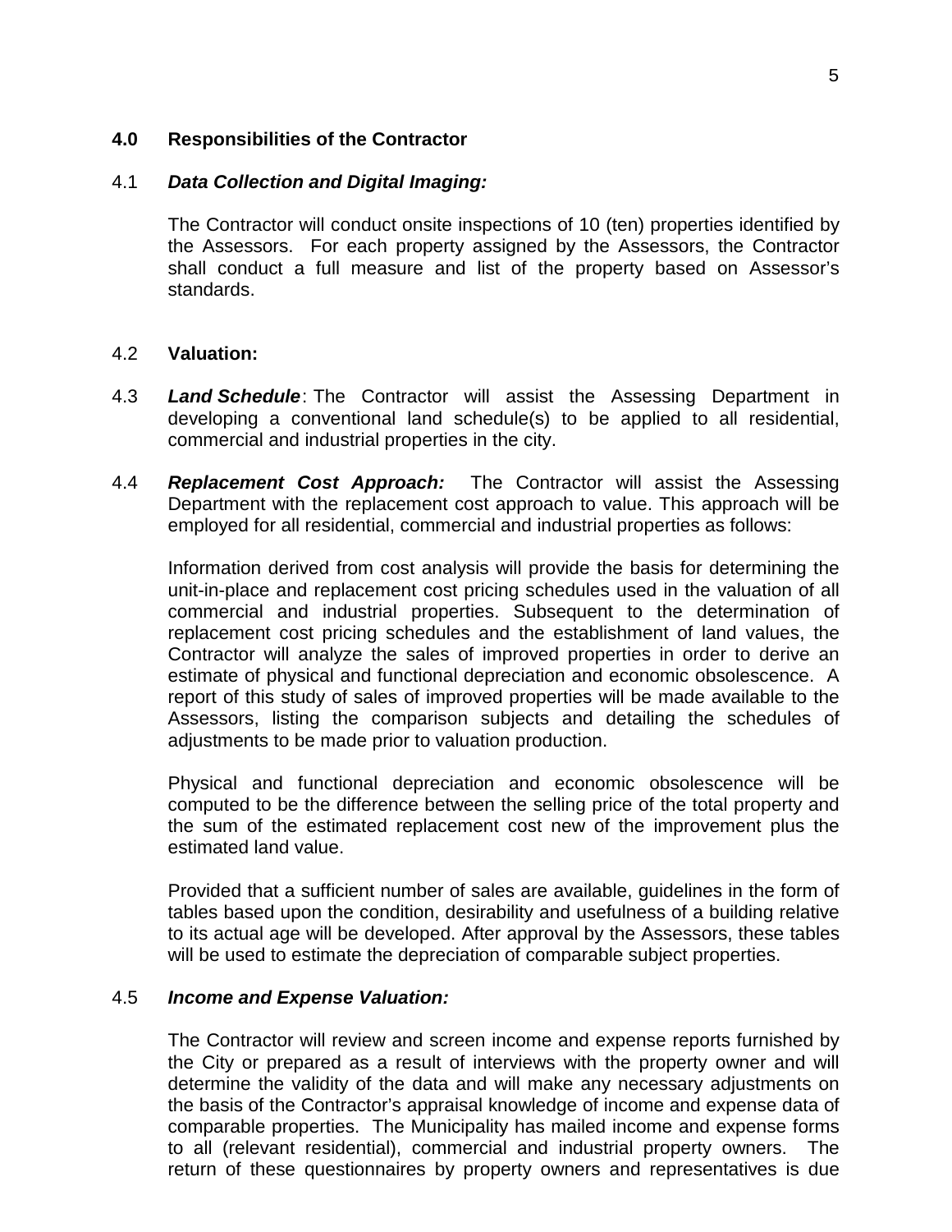## 4.0 Responsibilities of the Contractor

### 4.1 *Data Collection and Digital Imaging:*

The Contractor will conduct onsite inspections of 10 (ten) properties identified by the Assessors. For each property assigned by the Assessors, the Contractor shall conduct a full measure and list of the property based on Assessor's standards.

### 4.2 **Valuation:**

4.3 ***Land Schedule***: The Contractor will assist the Assessing Department in developing a conventional land schedule(s) to be applied to all residential, commercial and industrial properties in the city.

4.4 ***Replacement Cost Approach:*** The Contractor will assist the Assessing Department with the replacement cost approach to value. This approach will be employed for all residential, commercial and industrial properties as follows:

Information derived from cost analysis will provide the basis for determining the unit-in-place and replacement cost pricing schedules used in the valuation of all commercial and industrial properties. Subsequent to the determination of replacement cost pricing schedules and the establishment of land values, the Contractor will analyze the sales of improved properties in order to derive an estimate of physical and functional depreciation and economic obsolescence. A report of this study of sales of improved properties will be made available to the Assessors, listing the comparison subjects and detailing the schedules of adjustments to be made prior to valuation production.

Physical and functional depreciation and economic obsolescence will be computed to be the difference between the selling price of the total property and the sum of the estimated replacement cost new of the improvement plus the estimated land value.

Provided that a sufficient number of sales are available, guidelines in the form of tables based upon the condition, desirability and usefulness of a building relative to its actual age will be developed. After approval by the Assessors, these tables will be used to estimate the depreciation of comparable subject properties.

4.5 ***Income and Expense Valuation:***

The Contractor will review and screen income and expense reports furnished by the City or prepared as a result of interviews with the property owner and will determine the validity of the data and will make any necessary adjustments on the basis of the Contractor's appraisal knowledge of income and expense data of comparable properties. The Municipality has mailed income and expense forms to all (relevant residential), commercial and industrial property owners. The return of these questionnaires by property owners and representatives is due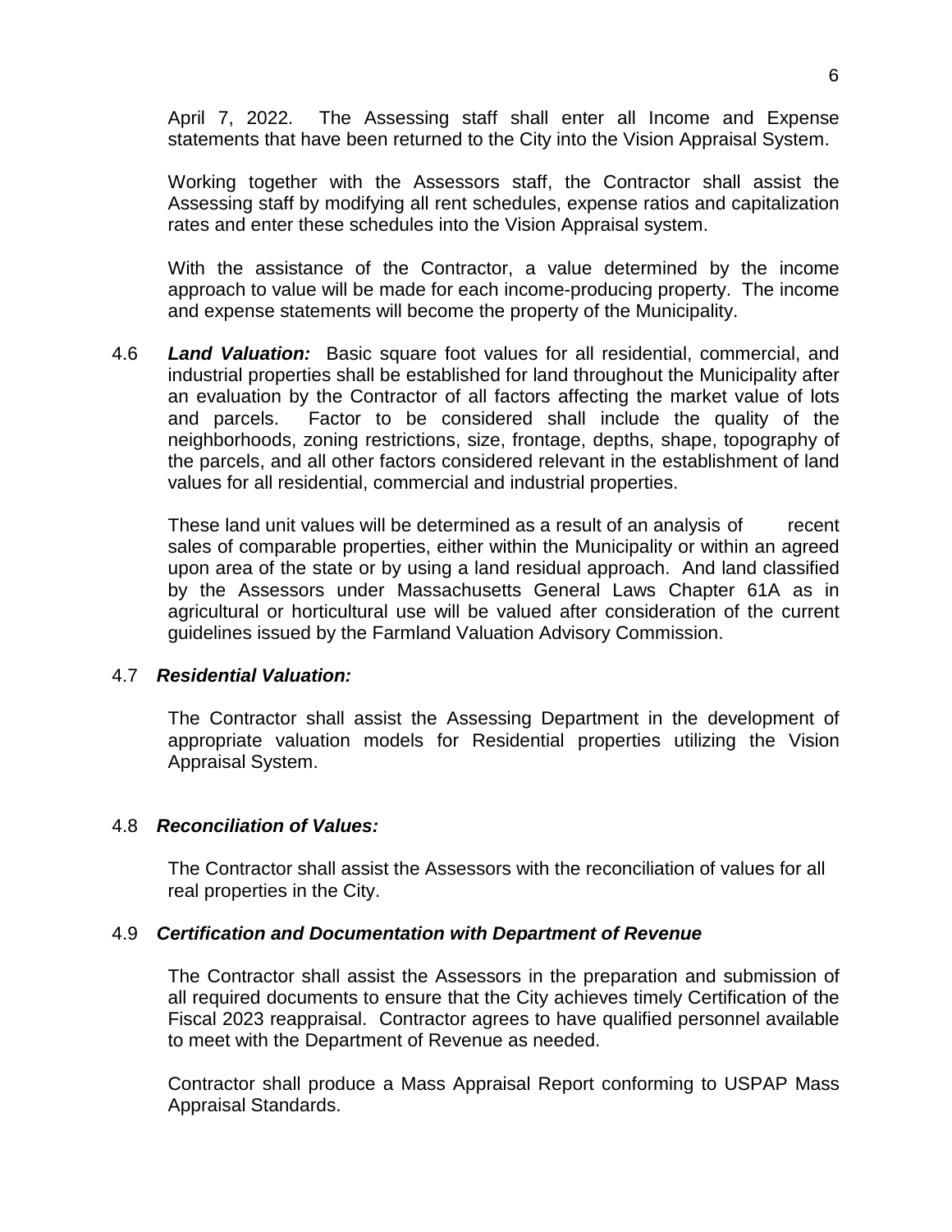April 7, 2022. The Assessing staff shall enter all Income and Expense statements that have been returned to the City into the Vision Appraisal System.

Working together with the Assessors staff, the Contractor shall assist the Assessing staff by modifying all rent schedules, expense ratios and capitalization rates and enter these schedules into the Vision Appraisal system.

With the assistance of the Contractor, a value determined by the income approach to value will be made for each income-producing property. The income and expense statements will become the property of the Municipality.

4.6 ***Land Valuation:*** Basic square foot values for all residential, commercial, and industrial properties shall be established for land throughout the Municipality after an evaluation by the Contractor of all factors affecting the market value of lots and parcels. Factor to be considered shall include the quality of the neighborhoods, zoning restrictions, size, frontage, depths, shape, topography of the parcels, and all other factors considered relevant in the establishment of land values for all residential, commercial and industrial properties.

These land unit values will be determined as a result of an analysis of recent sales of comparable properties, either within the Municipality or within an agreed upon area of the state or by using a land residual approach. And land classified by the Assessors under Massachusetts General Laws Chapter 61A as in agricultural or horticultural use will be valued after consideration of the current guidelines issued by the Farmland Valuation Advisory Commission.

4.7 ***Residential Valuation:***

The Contractor shall assist the Assessing Department in the development of appropriate valuation models for Residential properties utilizing the Vision Appraisal System.

4.8 ***Reconciliation of Values:***

The Contractor shall assist the Assessors with the reconciliation of values for all real properties in the City.

4.9 ***Certification and Documentation with Department of Revenue***

The Contractor shall assist the Assessors in the preparation and submission of all required documents to ensure that the City achieves timely Certification of the Fiscal 2023 reappraisal. Contractor agrees to have qualified personnel available to meet with the Department of Revenue as needed.

Contractor shall produce a Mass Appraisal Report conforming to USPAP Mass Appraisal Standards.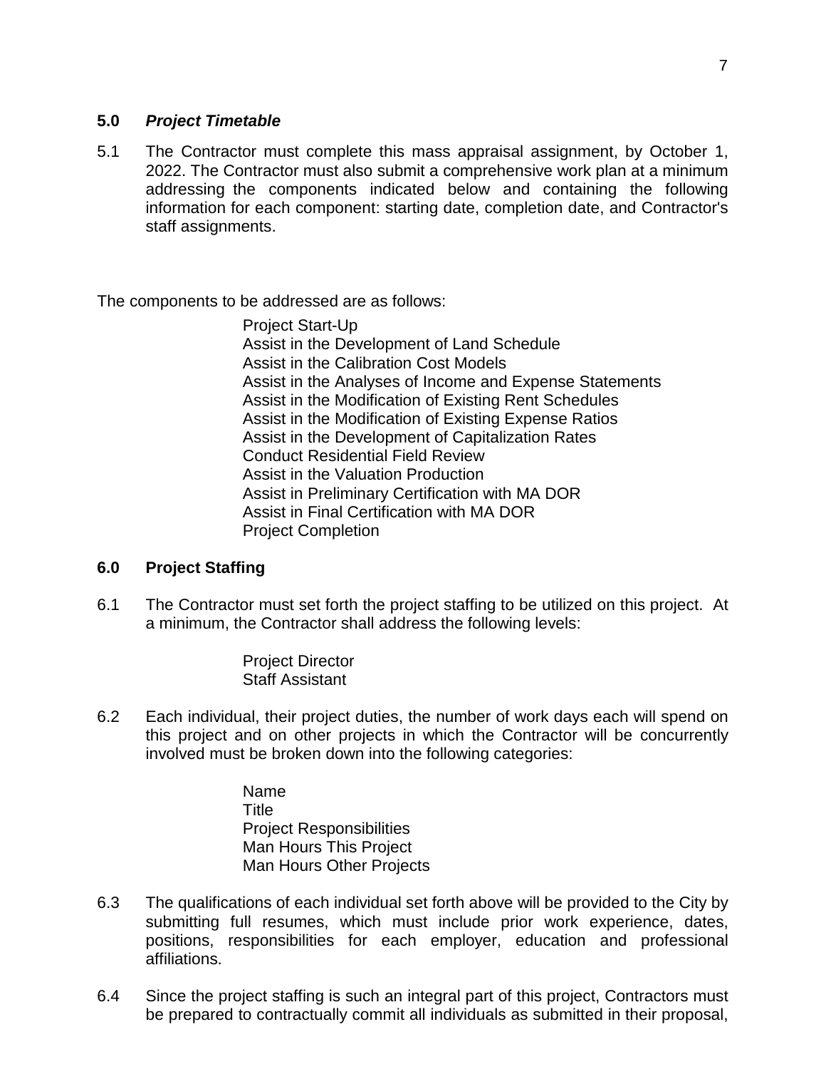## 5.0 *Project Timetable*

5.1 The Contractor must complete this mass appraisal assignment, by October 1, 2022. The Contractor must also submit a comprehensive work plan at a minimum addressing the components indicated below and containing the following information for each component: starting date, completion date, and Contractor's staff assignments.

The components to be addressed are as follows:

- Project Start-Up
- Assist in the Development of Land Schedule
- Assist in the Calibration Cost Models
- Assist in the Analyses of Income and Expense Statements
- Assist in the Modification of Existing Rent Schedules
- Assist in the Modification of Existing Expense Ratios
- Assist in the Development of Capitalization Rates
- Conduct Residential Field Review
- Assist in the Valuation Production
- Assist in Preliminary Certification with MA DOR
- Assist in Final Certification with MA DOR
- Project Completion

## 6.0 Project Staffing

6.1 The Contractor must set forth the project staffing to be utilized on this project. At a minimum, the Contractor shall address the following levels:

- Project Director
- Staff Assistant

6.2 Each individual, their project duties, the number of work days each will spend on this project and on other projects in which the Contractor will be concurrently involved must be broken down into the following categories:

- Name
- Title
- Project Responsibilities
- Man Hours This Project
- Man Hours Other Projects

6.3 The qualifications of each individual set forth above will be provided to the City by submitting full resumes, which must include prior work experience, dates, positions, responsibilities for each employer, education and professional affiliations.

6.4 Since the project staffing is such an integral part of this project, Contractors must be prepared to contractually commit all individuals as submitted in their proposal,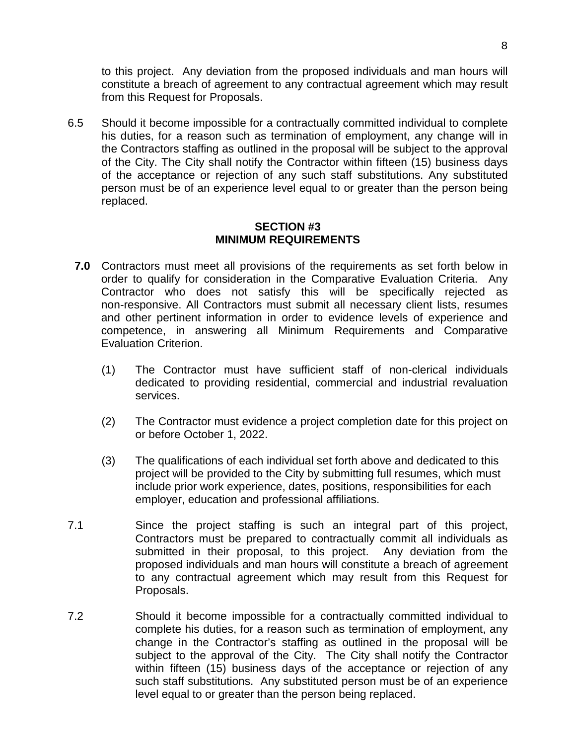to this project. Any deviation from the proposed individuals and man hours will constitute a breach of agreement to any contractual agreement which may result from this Request for Proposals.

6.5 Should it become impossible for a contractually committed individual to complete his duties, for a reason such as termination of employment, any change will in the Contractors staffing as outlined in the proposal will be subject to the approval of the City. The City shall notify the Contractor within fifteen (15) business days of the acceptance or rejection of any such staff substitutions. Any substituted person must be of an experience level equal to or greater than the person being replaced.

## SECTION #3
## MINIMUM REQUIREMENTS

**7.0** Contractors must meet all provisions of the requirements as set forth below in order to qualify for consideration in the Comparative Evaluation Criteria. Any Contractor who does not satisfy this will be specifically rejected as non-responsive. All Contractors must submit all necessary client lists, resumes and other pertinent information in order to evidence levels of experience and competence, in answering all Minimum Requirements and Comparative Evaluation Criterion.

(1) The Contractor must have sufficient staff of non-clerical individuals dedicated to providing residential, commercial and industrial revaluation services.

(2) The Contractor must evidence a project completion date for this project on or before October 1, 2022.

(3) The qualifications of each individual set forth above and dedicated to this project will be provided to the City by submitting full resumes, which must include prior work experience, dates, positions, responsibilities for each employer, education and professional affiliations.

7.1 Since the project staffing is such an integral part of this project, Contractors must be prepared to contractually commit all individuals as submitted in their proposal, to this project. Any deviation from the proposed individuals and man hours will constitute a breach of agreement to any contractual agreement which may result from this Request for Proposals.

7.2 Should it become impossible for a contractually committed individual to complete his duties, for a reason such as termination of employment, any change in the Contractor's staffing as outlined in the proposal will be subject to the approval of the City. The City shall notify the Contractor within fifteen (15) business days of the acceptance or rejection of any such staff substitutions. Any substituted person must be of an experience level equal to or greater than the person being replaced.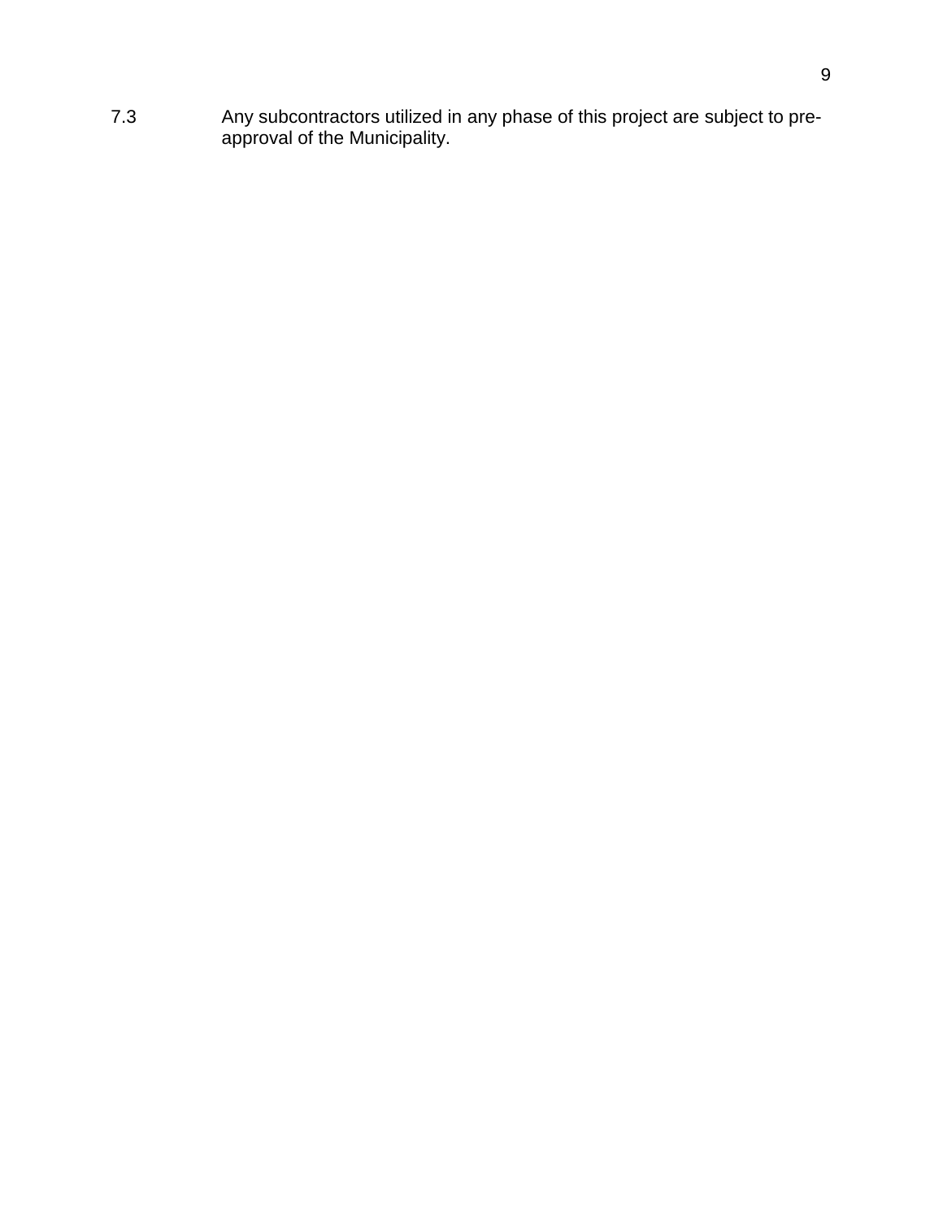7.3 Any subcontractors utilized in any phase of this project are subject to pre-approval of the Municipality.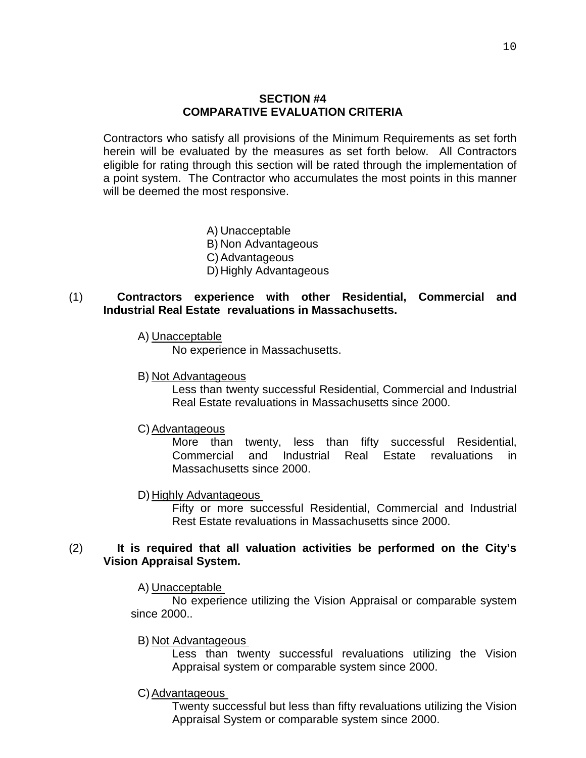## SECTION #4
## COMPARATIVE EVALUATION CRITERIA

Contractors who satisfy all provisions of the Minimum Requirements as set forth herein will be evaluated by the measures as set forth below. All Contractors eligible for rating through this section will be rated through the implementation of a point system. The Contractor who accumulates the most points in this manner will be deemed the most responsive.

A) Unacceptable
B) Non Advantageous
C) Advantageous
D) Highly Advantageous

(1) **Contractors experience with other Residential, Commercial and Industrial Real Estate revaluations in Massachusetts.**

A) Unacceptable
No experience in Massachusetts.

B) Not Advantageous
Less than twenty successful Residential, Commercial and Industrial Real Estate revaluations in Massachusetts since 2000.

C) Advantageous
More than twenty, less than fifty successful Residential, Commercial and Industrial Real Estate revaluations in Massachusetts since 2000.

D) Highly Advantageous
Fifty or more successful Residential, Commercial and Industrial Rest Estate revaluations in Massachusetts since 2000.

(2) **It is required that all valuation activities be performed on the City's Vision Appraisal System.**

A) Unacceptable
No experience utilizing the Vision Appraisal or comparable system since 2000..

B) Not Advantageous
Less than twenty successful revaluations utilizing the Vision Appraisal system or comparable system since 2000.

C) Advantageous
Twenty successful but less than fifty revaluations utilizing the Vision Appraisal System or comparable system since 2000.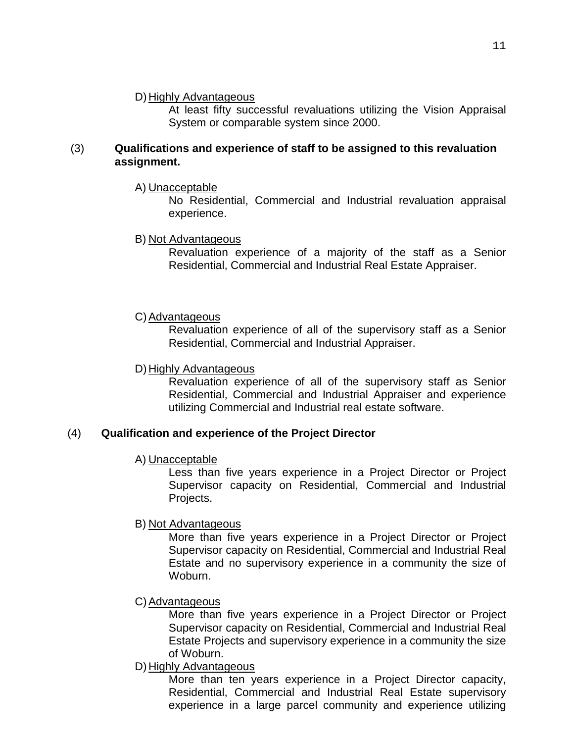D) Highly Advantageous

At least fifty successful revaluations utilizing the Vision Appraisal System or comparable system since 2000.

(3) **Qualifications and experience of staff to be assigned to this revaluation assignment.**

A) Unacceptable

No Residential, Commercial and Industrial revaluation appraisal experience.

B) Not Advantageous

Revaluation experience of a majority of the staff as a Senior Residential, Commercial and Industrial Real Estate Appraiser.

C) Advantageous

Revaluation experience of all of the supervisory staff as a Senior Residential, Commercial and Industrial Appraiser.

D) Highly Advantageous

Revaluation experience of all of the supervisory staff as Senior Residential, Commercial and Industrial Appraiser and experience utilizing Commercial and Industrial real estate software.

(4) **Qualification and experience of the Project Director**

A) Unacceptable

Less than five years experience in a Project Director or Project Supervisor capacity on Residential, Commercial and Industrial Projects.

B) Not Advantageous

More than five years experience in a Project Director or Project Supervisor capacity on Residential, Commercial and Industrial Real Estate and no supervisory experience in a community the size of Woburn.

C) Advantageous

More than five years experience in a Project Director or Project Supervisor capacity on Residential, Commercial and Industrial Real Estate Projects and supervisory experience in a community the size of Woburn.

D) Highly Advantageous

More than ten years experience in a Project Director capacity, Residential, Commercial and Industrial Real Estate supervisory experience in a large parcel community and experience utilizing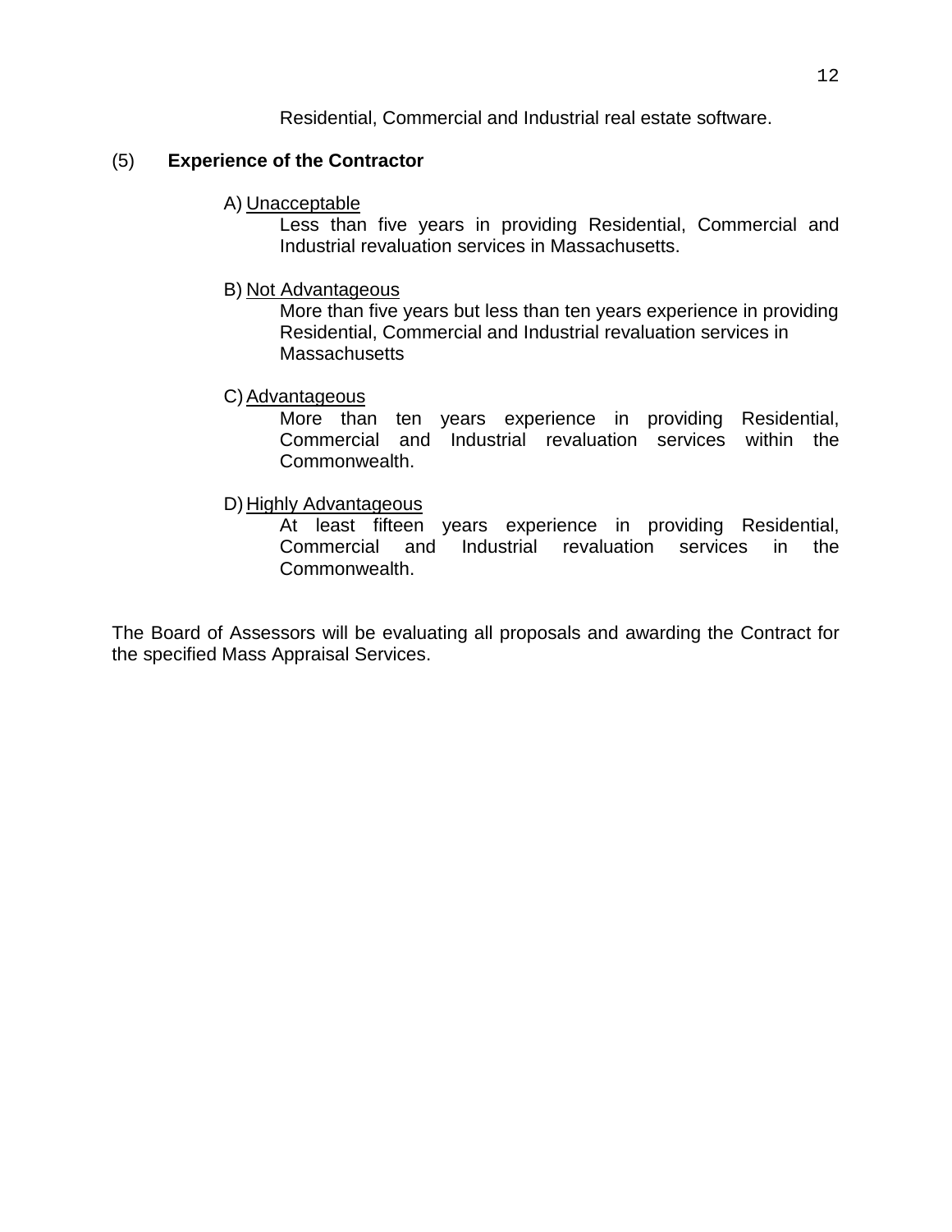Residential, Commercial and Industrial real estate software.

(5) **Experience of the Contractor**

A) Unacceptable
Less than five years in providing Residential, Commercial and Industrial revaluation services in Massachusetts.

B) Not Advantageous
More than five years but less than ten years experience in providing Residential, Commercial and Industrial revaluation services in Massachusetts

C) Advantageous
More than ten years experience in providing Residential, Commercial and Industrial revaluation services within the Commonwealth.

D) Highly Advantageous
At least fifteen years experience in providing Residential, Commercial and Industrial revaluation services in the Commonwealth.

The Board of Assessors will be evaluating all proposals and awarding the Contract for the specified Mass Appraisal Services.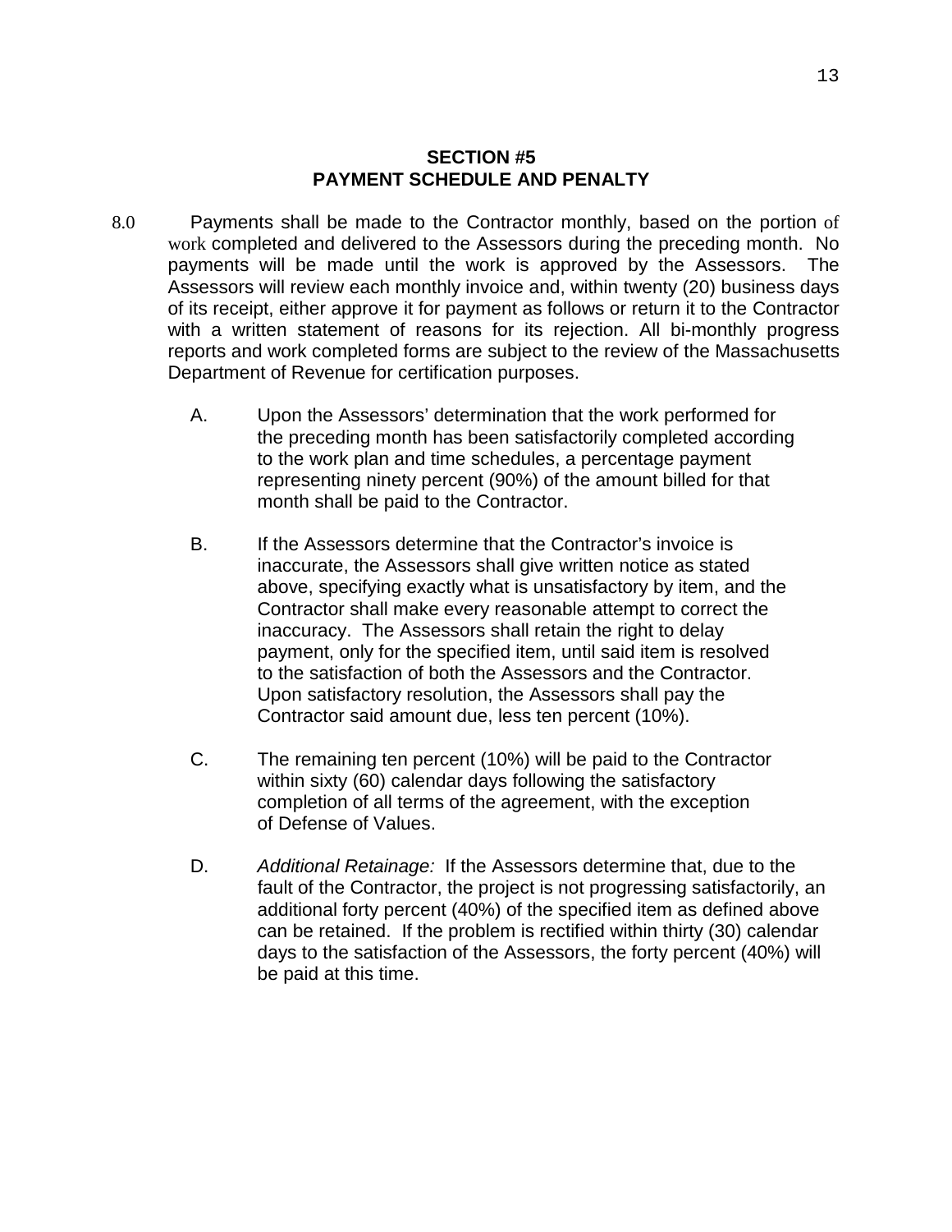## SECTION #5
## PAYMENT SCHEDULE AND PENALTY

8.0 Payments shall be made to the Contractor monthly, based on the portion of work completed and delivered to the Assessors during the preceding month. No payments will be made until the work is approved by the Assessors. The Assessors will review each monthly invoice and, within twenty (20) business days of its receipt, either approve it for payment as follows or return it to the Contractor with a written statement of reasons for its rejection. All bi-monthly progress reports and work completed forms are subject to the review of the Massachusetts Department of Revenue for certification purposes.

A. Upon the Assessors' determination that the work performed for the preceding month has been satisfactorily completed according to the work plan and time schedules, a percentage payment representing ninety percent (90%) of the amount billed for that month shall be paid to the Contractor.

B. If the Assessors determine that the Contractor's invoice is inaccurate, the Assessors shall give written notice as stated above, specifying exactly what is unsatisfactory by item, and the Contractor shall make every reasonable attempt to correct the inaccuracy. The Assessors shall retain the right to delay payment, only for the specified item, until said item is resolved to the satisfaction of both the Assessors and the Contractor. Upon satisfactory resolution, the Assessors shall pay the Contractor said amount due, less ten percent (10%).

C. The remaining ten percent (10%) will be paid to the Contractor within sixty (60) calendar days following the satisfactory completion of all terms of the agreement, with the exception of Defense of Values.

D. *Additional Retainage:* If the Assessors determine that, due to the fault of the Contractor, the project is not progressing satisfactorily, an additional forty percent (40%) of the specified item as defined above can be retained. If the problem is rectified within thirty (30) calendar days to the satisfaction of the Assessors, the forty percent (40%) will be paid at this time.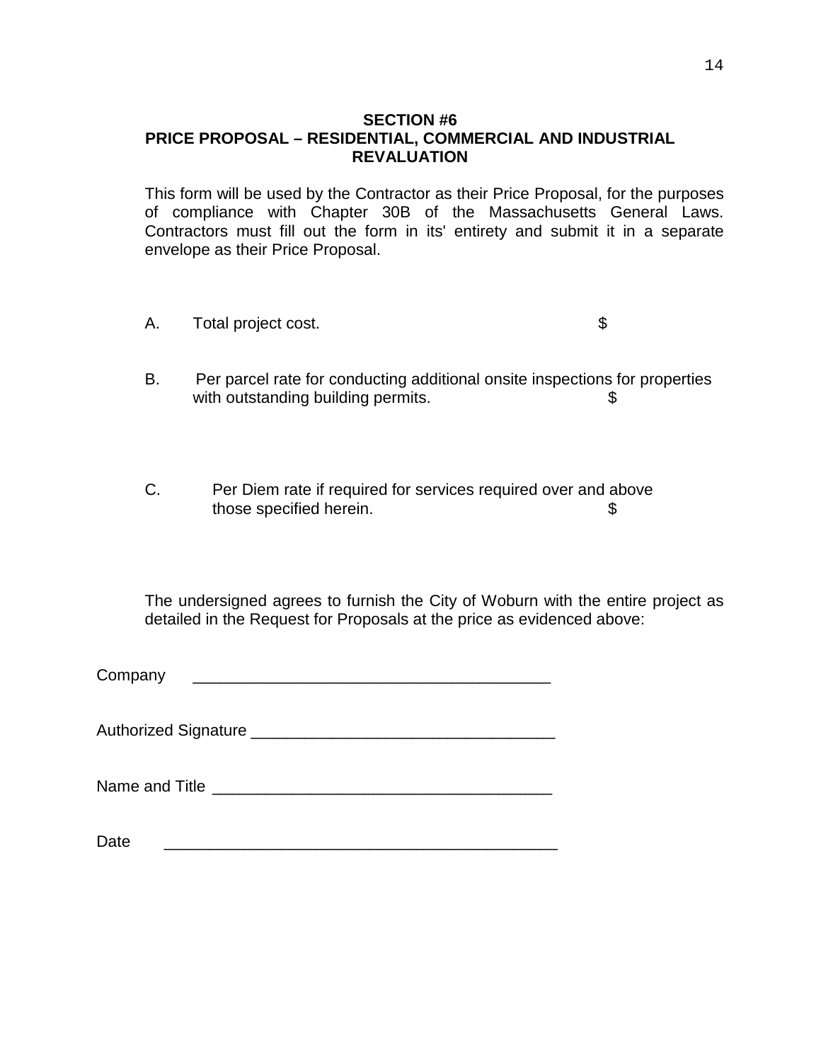## SECTION #6
## PRICE PROPOSAL – RESIDENTIAL, COMMERCIAL AND INDUSTRIAL REVALUATION

This form will be used by the Contractor as their Price Proposal, for the purposes of compliance with Chapter 30B of the Massachusetts General Laws. Contractors must fill out the form in its' entirety and submit it in a separate envelope as their Price Proposal.

A. Total project cost. $

B. Per parcel rate for conducting additional onsite inspections for properties with outstanding building permits. $

C. Per Diem rate if required for services required over and above those specified herein. $

The undersigned agrees to furnish the City of Woburn with the entire project as detailed in the Request for Proposals at the price as evidenced above:

Company ________________________________________

Authorized Signature __________________________________

Name and Title ______________________________________

Date ____________________________________________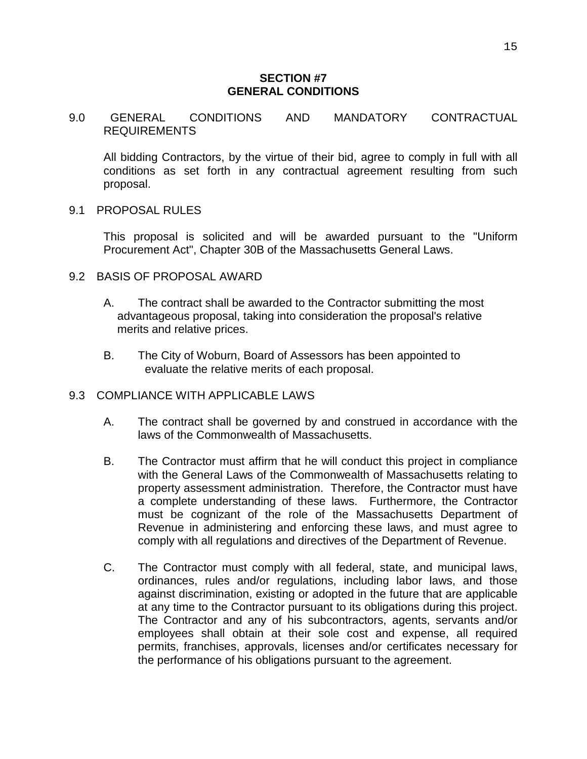## SECTION #7
## GENERAL CONDITIONS

### 9.0 GENERAL CONDITIONS AND MANDATORY CONTRACTUAL REQUIREMENTS

All bidding Contractors, by the virtue of their bid, agree to comply in full with all conditions as set forth in any contractual agreement resulting from such proposal.

### 9.1 PROPOSAL RULES

This proposal is solicited and will be awarded pursuant to the "Uniform Procurement Act", Chapter 30B of the Massachusetts General Laws.

### 9.2 BASIS OF PROPOSAL AWARD

A. The contract shall be awarded to the Contractor submitting the most advantageous proposal, taking into consideration the proposal's relative merits and relative prices.

B. The City of Woburn, Board of Assessors has been appointed to evaluate the relative merits of each proposal.

### 9.3 COMPLIANCE WITH APPLICABLE LAWS

A. The contract shall be governed by and construed in accordance with the laws of the Commonwealth of Massachusetts.

B. The Contractor must affirm that he will conduct this project in compliance with the General Laws of the Commonwealth of Massachusetts relating to property assessment administration. Therefore, the Contractor must have a complete understanding of these laws. Furthermore, the Contractor must be cognizant of the role of the Massachusetts Department of Revenue in administering and enforcing these laws, and must agree to comply with all regulations and directives of the Department of Revenue.

C. The Contractor must comply with all federal, state, and municipal laws, ordinances, rules and/or regulations, including labor laws, and those against discrimination, existing or adopted in the future that are applicable at any time to the Contractor pursuant to its obligations during this project. The Contractor and any of his subcontractors, agents, servants and/or employees shall obtain at their sole cost and expense, all required permits, franchises, approvals, licenses and/or certificates necessary for the performance of his obligations pursuant to the agreement.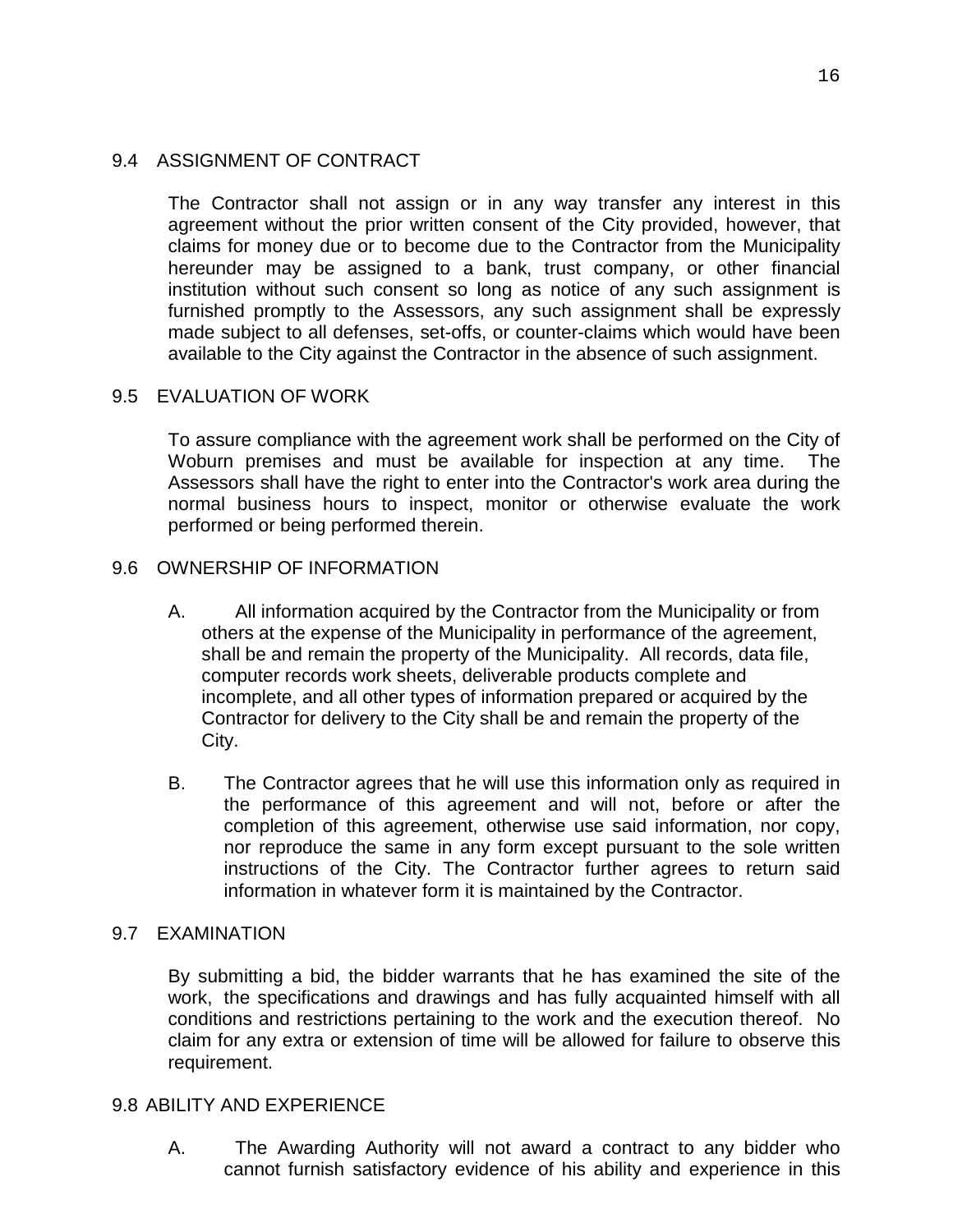## 9.4 ASSIGNMENT OF CONTRACT

The Contractor shall not assign or in any way transfer any interest in this agreement without the prior written consent of the City provided, however, that claims for money due or to become due to the Contractor from the Municipality hereunder may be assigned to a bank, trust company, or other financial institution without such consent so long as notice of any such assignment is furnished promptly to the Assessors, any such assignment shall be expressly made subject to all defenses, set-offs, or counter-claims which would have been available to the City against the Contractor in the absence of such assignment.

## 9.5 EVALUATION OF WORK

To assure compliance with the agreement work shall be performed on the City of Woburn premises and must be available for inspection at any time. The Assessors shall have the right to enter into the Contractor's work area during the normal business hours to inspect, monitor or otherwise evaluate the work performed or being performed therein.

## 9.6 OWNERSHIP OF INFORMATION

A. All information acquired by the Contractor from the Municipality or from others at the expense of the Municipality in performance of the agreement, shall be and remain the property of the Municipality. All records, data file, computer records work sheets, deliverable products complete and incomplete, and all other types of information prepared or acquired by the Contractor for delivery to the City shall be and remain the property of the City.

B. The Contractor agrees that he will use this information only as required in the performance of this agreement and will not, before or after the completion of this agreement, otherwise use said information, nor copy, nor reproduce the same in any form except pursuant to the sole written instructions of the City. The Contractor further agrees to return said information in whatever form it is maintained by the Contractor.

## 9.7 EXAMINATION

By submitting a bid, the bidder warrants that he has examined the site of the work, the specifications and drawings and has fully acquainted himself with all conditions and restrictions pertaining to the work and the execution thereof. No claim for any extra or extension of time will be allowed for failure to observe this requirement.

## 9.8 ABILITY AND EXPERIENCE

A. The Awarding Authority will not award a contract to any bidder who cannot furnish satisfactory evidence of his ability and experience in this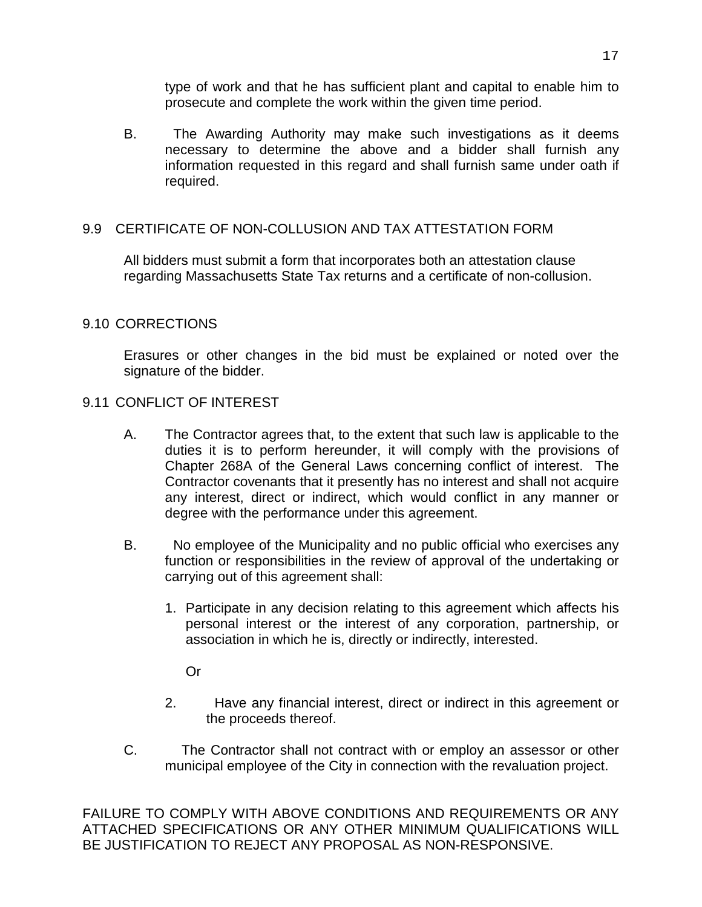type of work and that he has sufficient plant and capital to enable him to prosecute and complete the work within the given time period.

B. The Awarding Authority may make such investigations as it deems necessary to determine the above and a bidder shall furnish any information requested in this regard and shall furnish same under oath if required.

## 9.9 CERTIFICATE OF NON-COLLUSION AND TAX ATTESTATION FORM

All bidders must submit a form that incorporates both an attestation clause regarding Massachusetts State Tax returns and a certificate of non-collusion.

## 9.10 CORRECTIONS

Erasures or other changes in the bid must be explained or noted over the signature of the bidder.

## 9.11 CONFLICT OF INTEREST

A. The Contractor agrees that, to the extent that such law is applicable to the duties it is to perform hereunder, it will comply with the provisions of Chapter 268A of the General Laws concerning conflict of interest. The Contractor covenants that it presently has no interest and shall not acquire any interest, direct or indirect, which would conflict in any manner or degree with the performance under this agreement.

B. No employee of the Municipality and no public official who exercises any function or responsibilities in the review of approval of the undertaking or carrying out of this agreement shall:

1. Participate in any decision relating to this agreement which affects his personal interest or the interest of any corporation, partnership, or association in which he is, directly or indirectly, interested.

   Or

2. Have any financial interest, direct or indirect in this agreement or the proceeds thereof.

C. The Contractor shall not contract with or employ an assessor or other municipal employee of the City in connection with the revaluation project.

FAILURE TO COMPLY WITH ABOVE CONDITIONS AND REQUIREMENTS OR ANY ATTACHED SPECIFICATIONS OR ANY OTHER MINIMUM QUALIFICATIONS WILL BE JUSTIFICATION TO REJECT ANY PROPOSAL AS NON-RESPONSIVE.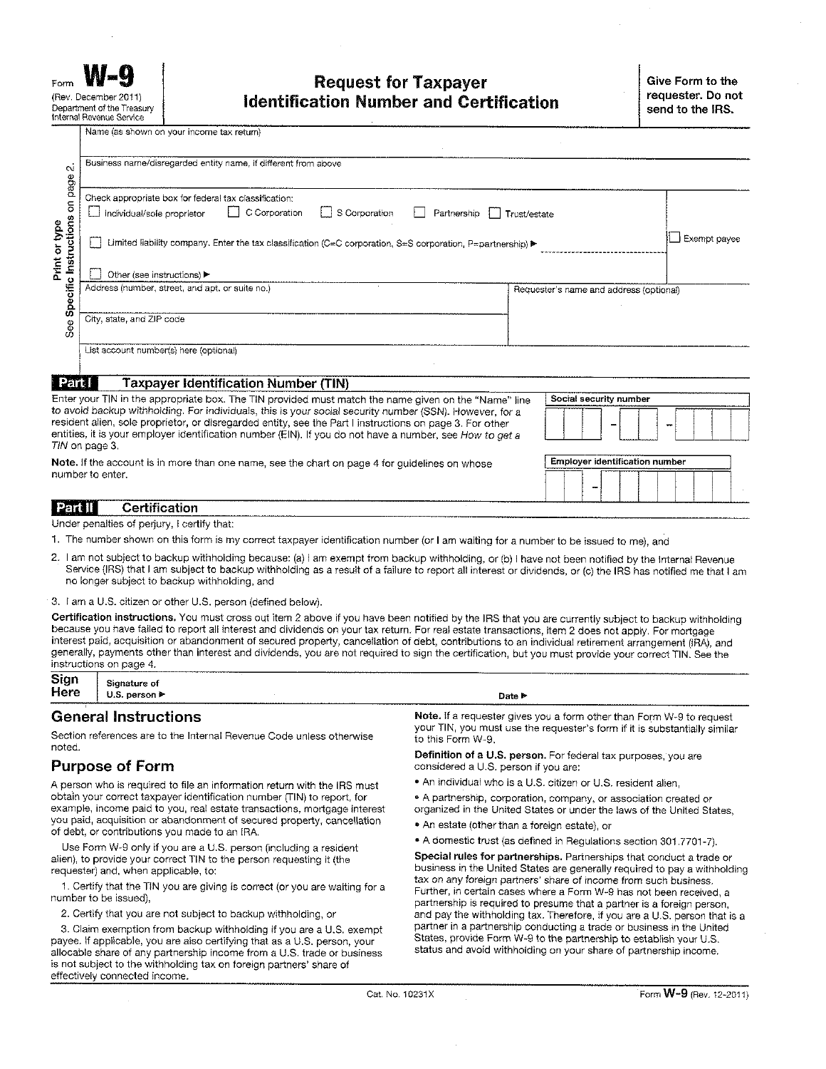Form **W-9**
(Rev. December 2011)
Department of the Treasury
Internal Revenue Service

# Request for Taxpayer Identification Number and Certification

**Give Form to the requester. Do not send to the IRS.**

Print or type
See Specific Instructions on page 2.

Name (as shown on your income tax return)

Business name/disregarded entity name, if different from above

Check appropriate box for federal tax classification:
☐ Individual/sole proprietor ☐ C Corporation ☐ S Corporation ☐ Partnership ☐ Trust/estate

☐ Limited liability company. Enter the tax classification (C=C corporation, S=S corporation, P=partnership) ▶

☐ Exempt payee

☐ Other (see instructions) ▶

Address (number, street, and apt. or suite no.)

Requester's name and address (optional)

City, state, and ZIP code

List account number(s) here (optional)

## Part I Taxpayer Identification Number (TIN)

Enter your TIN in the appropriate box. The TIN provided must match the name given on the "Name" line to avoid backup withholding. For individuals, this is your social security number (SSN). However, for a resident alien, sole proprietor, or disregarded entity, see the Part I instructions on page 3. For other entities, it is your employer identification number (EIN). If you do not have a number, see *How to get a TIN* on page 3.

**Social security number**

**Note.** If the account is in more than one name, see the chart on page 4 for guidelines on whose number to enter.

**Employer identification number**

## Part II Certification

Under penalties of perjury, I certify that:

1. The number shown on this form is my correct taxpayer identification number (or I am waiting for a number to be issued to me), and
2. I am not subject to backup withholding because: (a) I am exempt from backup withholding, or (b) I have not been notified by the Internal Revenue Service (IRS) that I am subject to backup withholding as a result of a failure to report all interest or dividends, or (c) the IRS has notified me that I am no longer subject to backup withholding, and
3. I am a U.S. citizen or other U.S. person (defined below).

**Certification instructions.** You must cross out item 2 above if you have been notified by the IRS that you are currently subject to backup withholding because you have failed to report all interest and dividends on your tax return. For real estate transactions, item 2 does not apply. For mortgage interest paid, acquisition or abandonment of secured property, cancellation of debt, contributions to an individual retirement arrangement (IRA), and generally, payments other than interest and dividends, you are not required to sign the certification, but you must provide your correct TIN. See the instructions on page 4.

**Sign Here** **Signature of U.S. person ▶** **Date ▶**

## General Instructions

Section references are to the Internal Revenue Code unless otherwise noted.

## Purpose of Form

A person who is required to file an information return with the IRS must obtain your correct taxpayer identification number (TIN) to report, for example, income paid to you, real estate transactions, mortgage interest you paid, acquisition or abandonment of secured property, cancellation of debt, or contributions you made to an IRA.

Use Form W-9 only if you are a U.S. person (including a resident alien), to provide your correct TIN to the person requesting it (the requester) and, when applicable, to:

1. Certify that the TIN you are giving is correct (or you are waiting for a number to be issued),
2. Certify that you are not subject to backup withholding, or
3. Claim exemption from backup withholding if you are a U.S. exempt payee. If applicable, you are also certifying that as a U.S. person, your allocable share of any partnership income from a U.S. trade or business is not subject to the withholding tax on foreign partners' share of effectively connected income.

**Note.** If a requester gives you a form other than Form W-9 to request your TIN, you must use the requester's form if it is substantially similar to this Form W-9.

**Definition of a U.S. person.** For federal tax purposes, you are considered a U.S. person if you are:

- An individual who is a U.S. citizen or U.S. resident alien,
- A partnership, corporation, company, or association created or organized in the United States or under the laws of the United States,
- An estate (other than a foreign estate), or
- A domestic trust (as defined in Regulations section 301.7701-7).

**Special rules for partnerships.** Partnerships that conduct a trade or business in the United States are generally required to pay a withholding tax on any foreign partners' share of income from such business. Further, in certain cases where a Form W-9 has not been received, a partnership is required to presume that a partner is a foreign person, and pay the withholding tax. Therefore, if you are a U.S. person that is a partner in a partnership conducting a trade or business in the United States, provide Form W-9 to the partnership to establish your U.S. status and avoid withholding on your share of partnership income.

Cat. No. 10231X

Form **W-9** (Rev. 12-2011)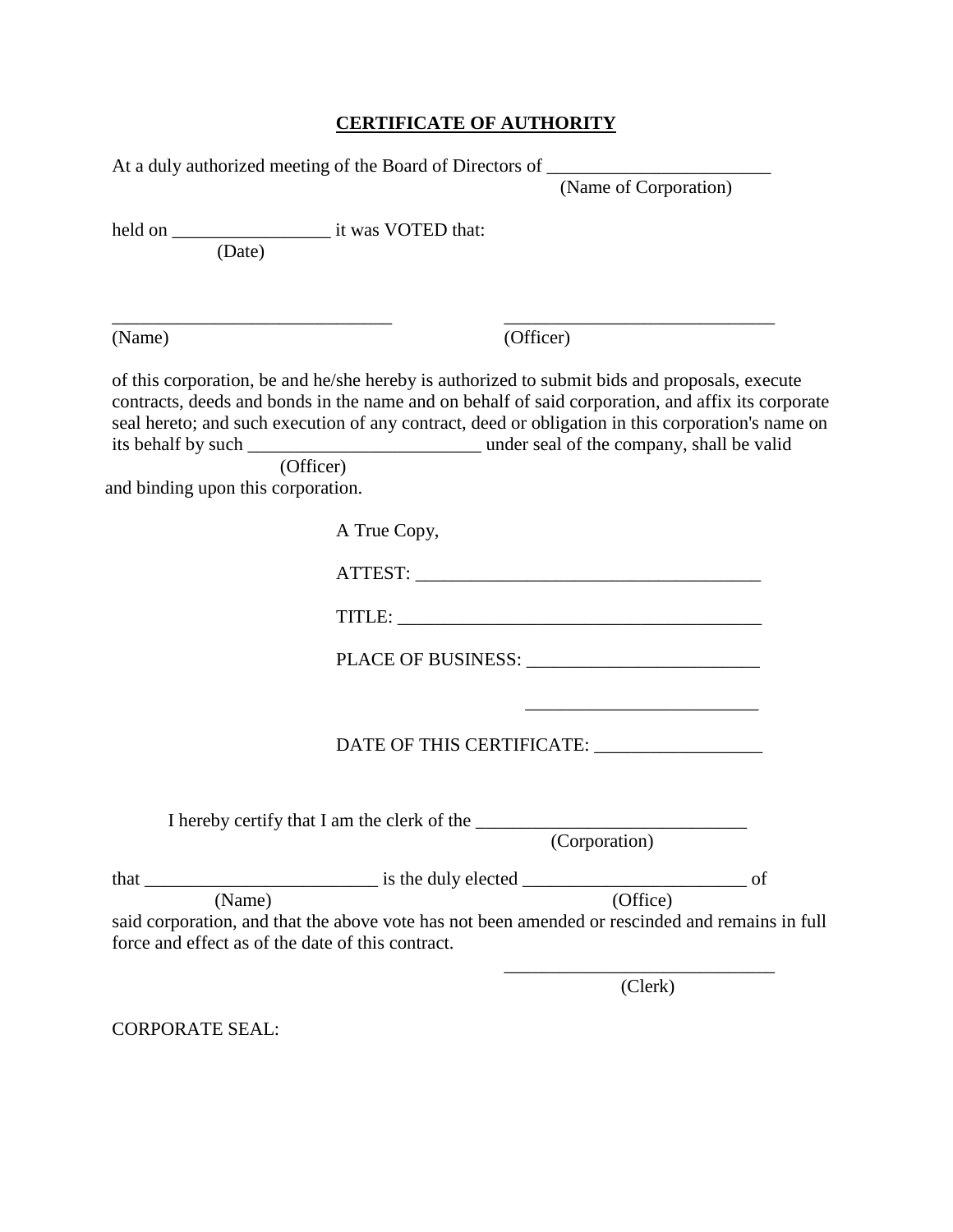# CERTIFICATE OF AUTHORITY

At a duly authorized meeting of the Board of Directors of ________________________
(Name of Corporation)

held on _________________ it was VOTED that:
(Date)

______________________________ ______________________________
(Name) (Officer)

of this corporation, be and he/she hereby is authorized to submit bids and proposals, execute contracts, deeds and bonds in the name and on behalf of said corporation, and affix its corporate seal hereto; and such execution of any contract, deed or obligation in this corporation's name on its behalf by such _________________________ under seal of the company, shall be valid
(Officer)
and binding upon this corporation.

A True Copy,

ATTEST: ______________________________________

TITLE: ________________________________________

PLACE OF BUSINESS: _________________________

_________________________

DATE OF THIS CERTIFICATE: __________________

I hereby certify that I am the clerk of the _____________________________
(Corporation)

that _________________________ is the duly elected ________________________ of
(Name) (Office)
said corporation, and that the above vote has not been amended or rescinded and remains in full force and effect as of the date of this contract.

______________________________
(Clerk)

CORPORATE SEAL: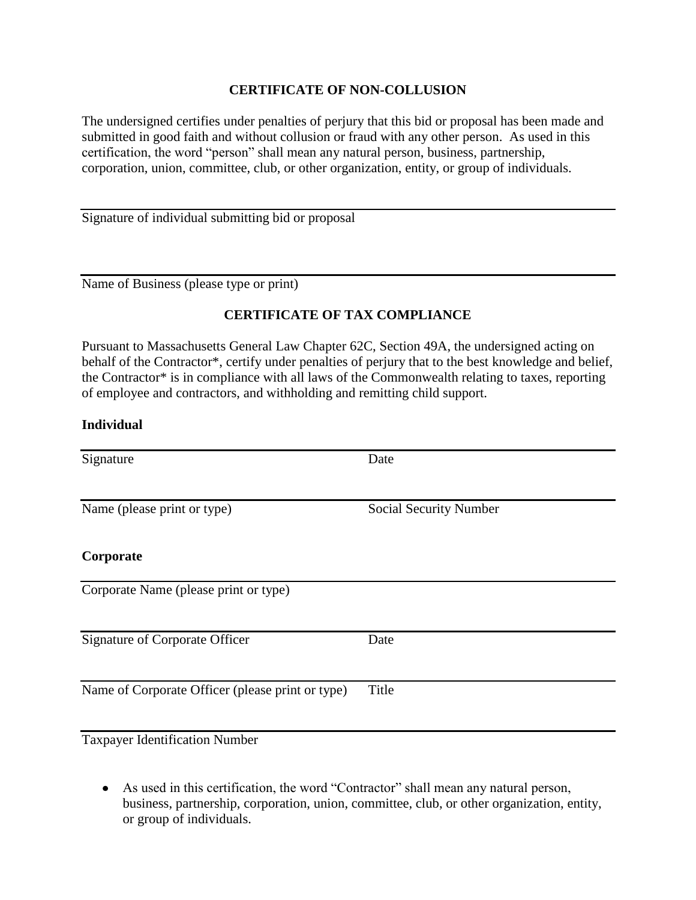## CERTIFICATE OF NON-COLLUSION

The undersigned certifies under penalties of perjury that this bid or proposal has been made and submitted in good faith and without collusion or fraud with any other person. As used in this certification, the word "person" shall mean any natural person, business, partnership, corporation, union, committee, club, or other organization, entity, or group of individuals.

\_\_\_\_\_\_\_\_\_\_\_\_\_\_\_\_\_\_\_\_\_\_\_\_\_\_\_\_\_\_\_\_\_\_\_\_\_\_\_\_
Signature of individual submitting bid or proposal

\_\_\_\_\_\_\_\_\_\_\_\_\_\_\_\_\_\_\_\_\_\_\_\_\_\_\_\_\_\_\_\_\_\_\_\_\_\_\_\_
Name of Business (please type or print)

## CERTIFICATE OF TAX COMPLIANCE

Pursuant to Massachusetts General Law Chapter 62C, Section 49A, the undersigned acting on behalf of the Contractor*, certify under penalties of perjury that to the best knowledge and belief, the Contractor* is in compliance with all laws of the Commonwealth relating to taxes, reporting of employee and contractors, and withholding and remitting child support.

**Individual**

| | |
|---|---|
| Signature | Date |
| Name (please print or type) | Social Security Number |

**Corporate**

\_\_\_\_\_\_\_\_\_\_\_\_\_\_\_\_\_\_\_\_\_\_\_\_\_\_\_\_\_\_\_\_\_\_\_\_\_\_\_\_
Corporate Name (please print or type)

| | |
|---|---|
| Signature of Corporate Officer | Date |
| Name of Corporate Officer (please print or type) | Title |

\_\_\_\_\_\_\_\_\_\_\_\_\_\_\_\_\_\_\_\_\_\_\_\_\_\_\_\_\_\_\_\_\_\_\_\_\_\_\_\_
Taxpayer Identification Number

- As used in this certification, the word "Contractor" shall mean any natural person, business, partnership, corporation, union, committee, club, or other organization, entity, or group of individuals.